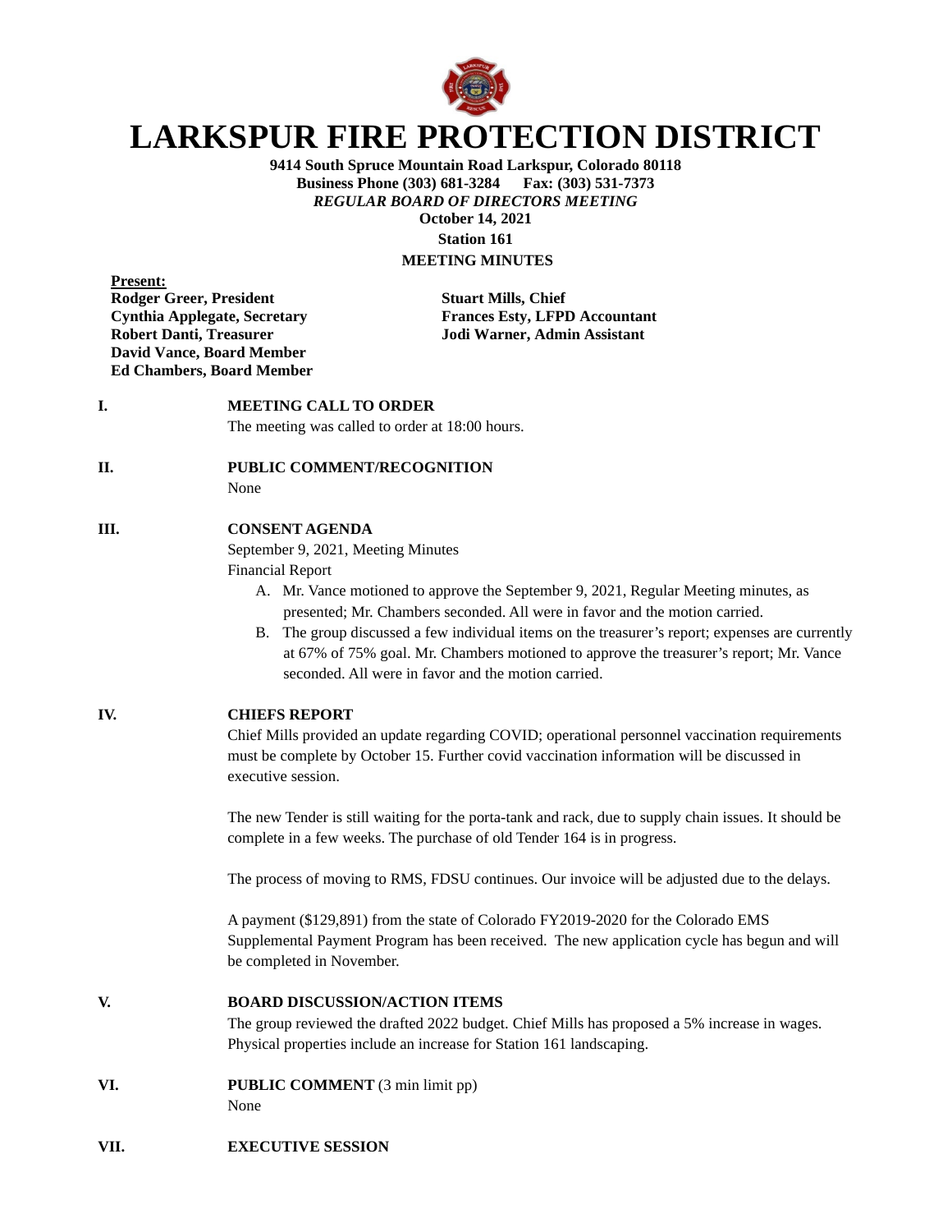# LARKSPUR FIRE PROTECTION DISTRICT

**9414 South Spruce Mountain Road Larkspur, Colorado 80118**
**Business Phone (303) 681-3284 Fax: (303) 531-7373**
***REGULAR BOARD OF DIRECTORS MEETING***
**October 14, 2021**
**Station 161**
**MEETING MINUTES**

**Present:**

**Rodger Greer, President**
**Cynthia Applegate, Secretary**
**Robert Danti, Treasurer**
**David Vance, Board Member**
**Ed Chambers, Board Member**

**Stuart Mills, Chief**
**Frances Esty, LFPD Accountant**
**Jodi Warner, Admin Assistant**

**I. MEETING CALL TO ORDER**

The meeting was called to order at 18:00 hours.

**II. PUBLIC COMMENT/RECOGNITION**

None

**III. CONSENT AGENDA**

September 9, 2021, Meeting Minutes
Financial Report

A. Mr. Vance motioned to approve the September 9, 2021, Regular Meeting minutes, as presented; Mr. Chambers seconded. All were in favor and the motion carried.
B. The group discussed a few individual items on the treasurer's report; expenses are currently at 67% of 75% goal. Mr. Chambers motioned to approve the treasurer's report; Mr. Vance seconded. All were in favor and the motion carried.

**IV. CHIEFS REPORT**

Chief Mills provided an update regarding COVID; operational personnel vaccination requirements must be complete by October 15. Further covid vaccination information will be discussed in executive session.

The new Tender is still waiting for the porta-tank and rack, due to supply chain issues. It should be complete in a few weeks. The purchase of old Tender 164 is in progress.

The process of moving to RMS, FDSU continues. Our invoice will be adjusted due to the delays.

A payment ($129,891) from the state of Colorado FY2019-2020 for the Colorado EMS Supplemental Payment Program has been received. The new application cycle has begun and will be completed in November.

**V. BOARD DISCUSSION/ACTION ITEMS**

The group reviewed the drafted 2022 budget. Chief Mills has proposed a 5% increase in wages. Physical properties include an increase for Station 161 landscaping.

**VI. PUBLIC COMMENT** (3 min limit pp)

None

**VII. EXECUTIVE SESSION**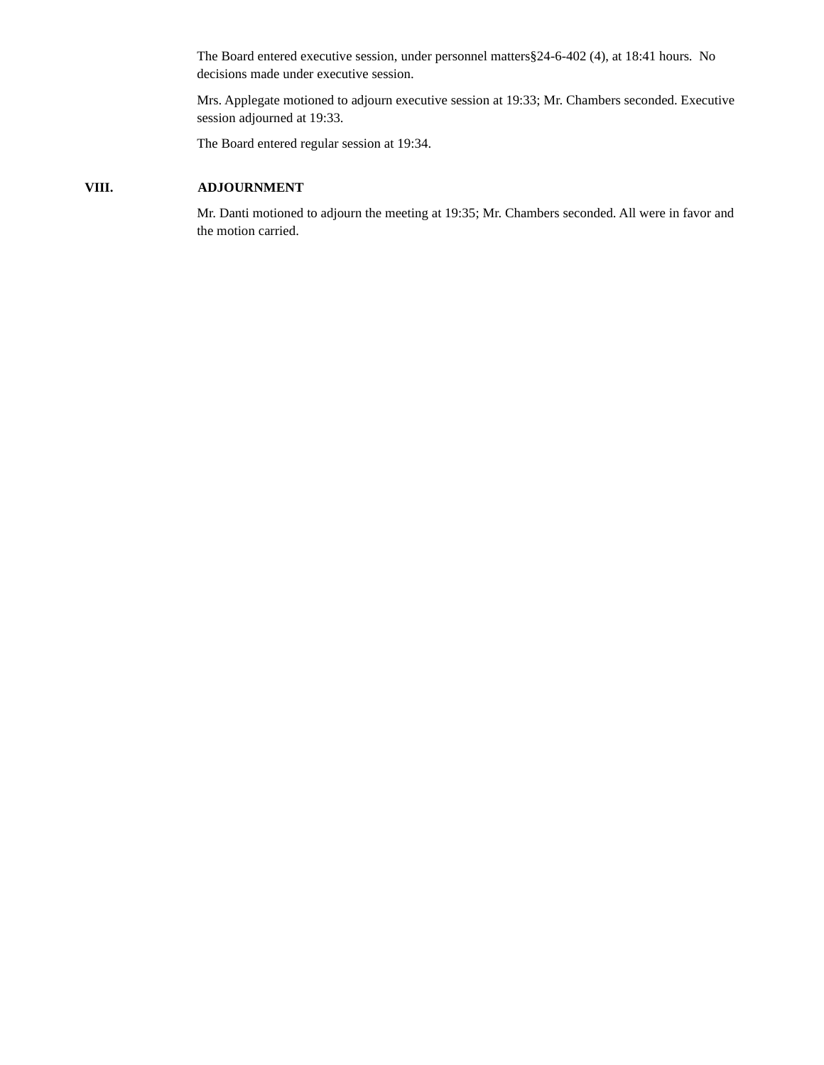The Board entered executive session, under personnel matters§24-6-402 (4), at 18:41 hours.  No decisions made under executive session.

Mrs. Applegate motioned to adjourn executive session at 19:33; Mr. Chambers seconded. Executive session adjourned at 19:33.

The Board entered regular session at 19:34.

## VIII. ADJOURNMENT

Mr. Danti motioned to adjourn the meeting at 19:35; Mr. Chambers seconded. All were in favor and the motion carried.